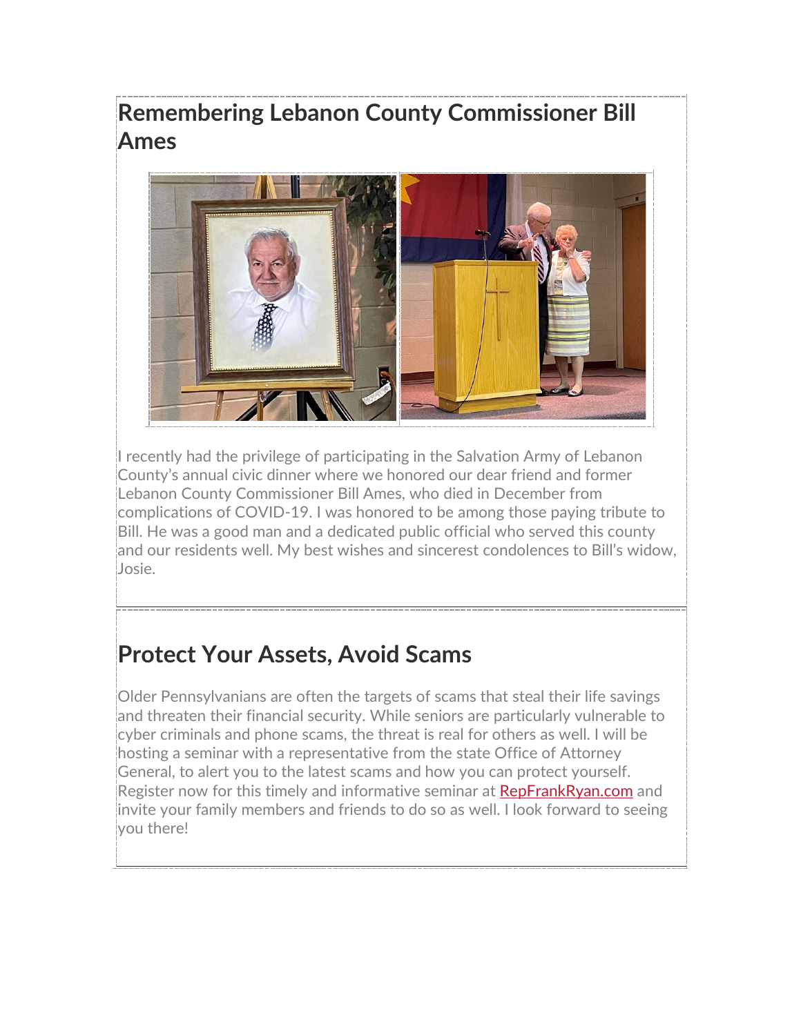## Remembering Lebanon County Commissioner Bill Ames

I recently had the privilege of participating in the Salvation Army of Lebanon County's annual civic dinner where we honored our dear friend and former Lebanon County Commissioner Bill Ames, who died in December from complications of COVID-19. I was honored to be among those paying tribute to Bill. He was a good man and a dedicated public official who served this county and our residents well. My best wishes and sincerest condolences to Bill's widow, Josie.

## Protect Your Assets, Avoid Scams

Older Pennsylvanians are often the targets of scams that steal their life savings and threaten their financial security. While seniors are particularly vulnerable to cyber criminals and phone scams, the threat is real for others as well. I will be hosting a seminar with a representative from the state Office of Attorney General, to alert you to the latest scams and how you can protect yourself. Register now for this timely and informative seminar at RepFrankRyan.com and invite your family members and friends to do so as well. I look forward to seeing you there!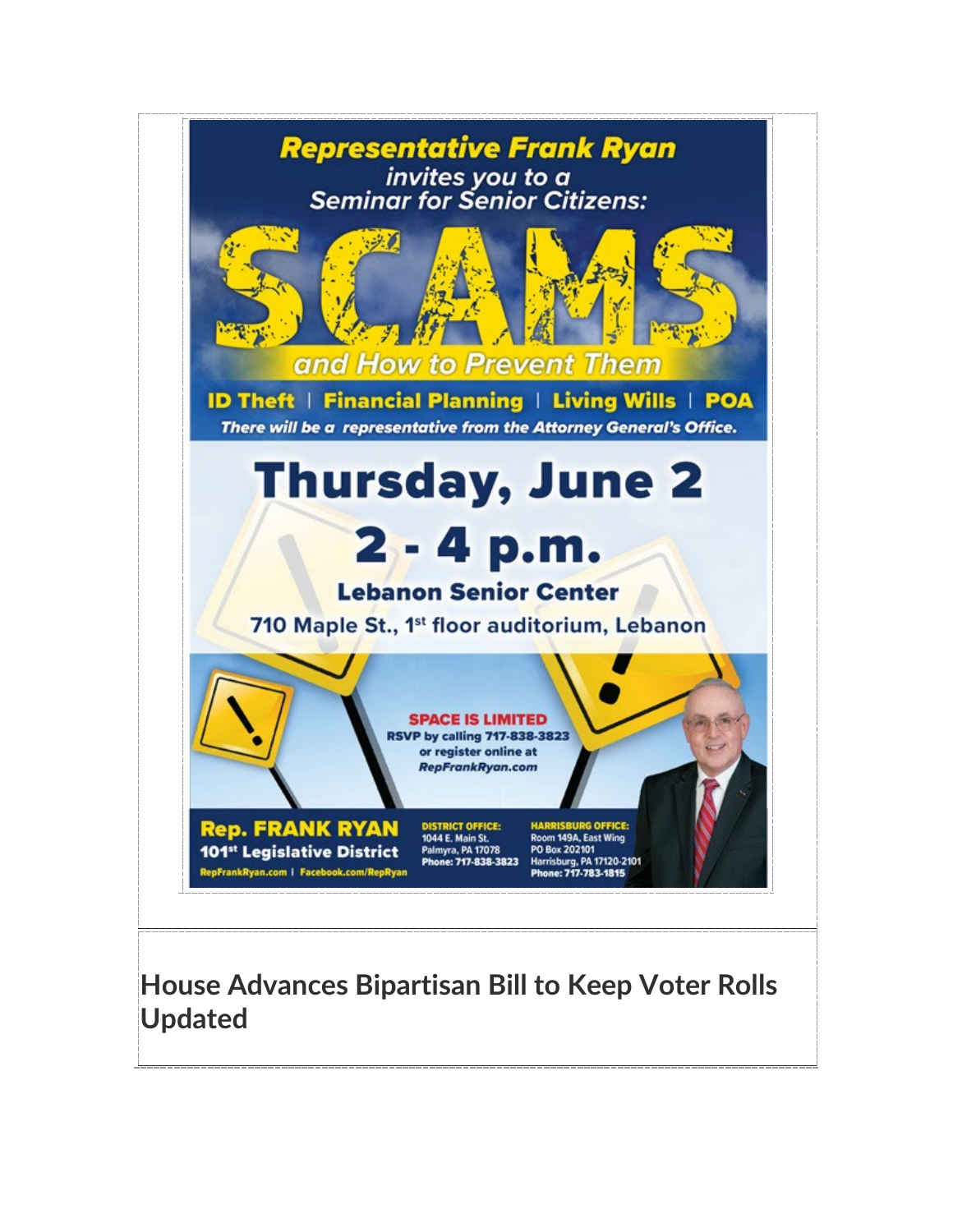**Representative Frank Ryan**

*invites you to a*
*Seminar for Senior Citizens:*

# SCAMS

*and How to Prevent Them*

**ID Theft | Financial Planning | Living Wills | POA**

***There will be a representative from the Attorney General's Office.***

# Thursday, June 2

## 2 - 4 p.m.

**Lebanon Senior Center**

**710 Maple St., 1st floor auditorium, Lebanon**

**SPACE IS LIMITED**
**RSVP by calling 717-838-3823**
**or register online at**
***RepFrankRyan.com***

**Rep. FRANK RYAN**
**101st Legislative District**
RepFrankRyan.com | Facebook.com/RepRyan

**DISTRICT OFFICE:**
1044 E. Main St.
Palmyra, PA 17078
Phone: 717-838-3823

**HARRISBURG OFFICE:**
Room 149A, East Wing
PO Box 202101
Harrisburg, PA 17120-2101
Phone: 717-783-1815

## House Advances Bipartisan Bill to Keep Voter Rolls Updated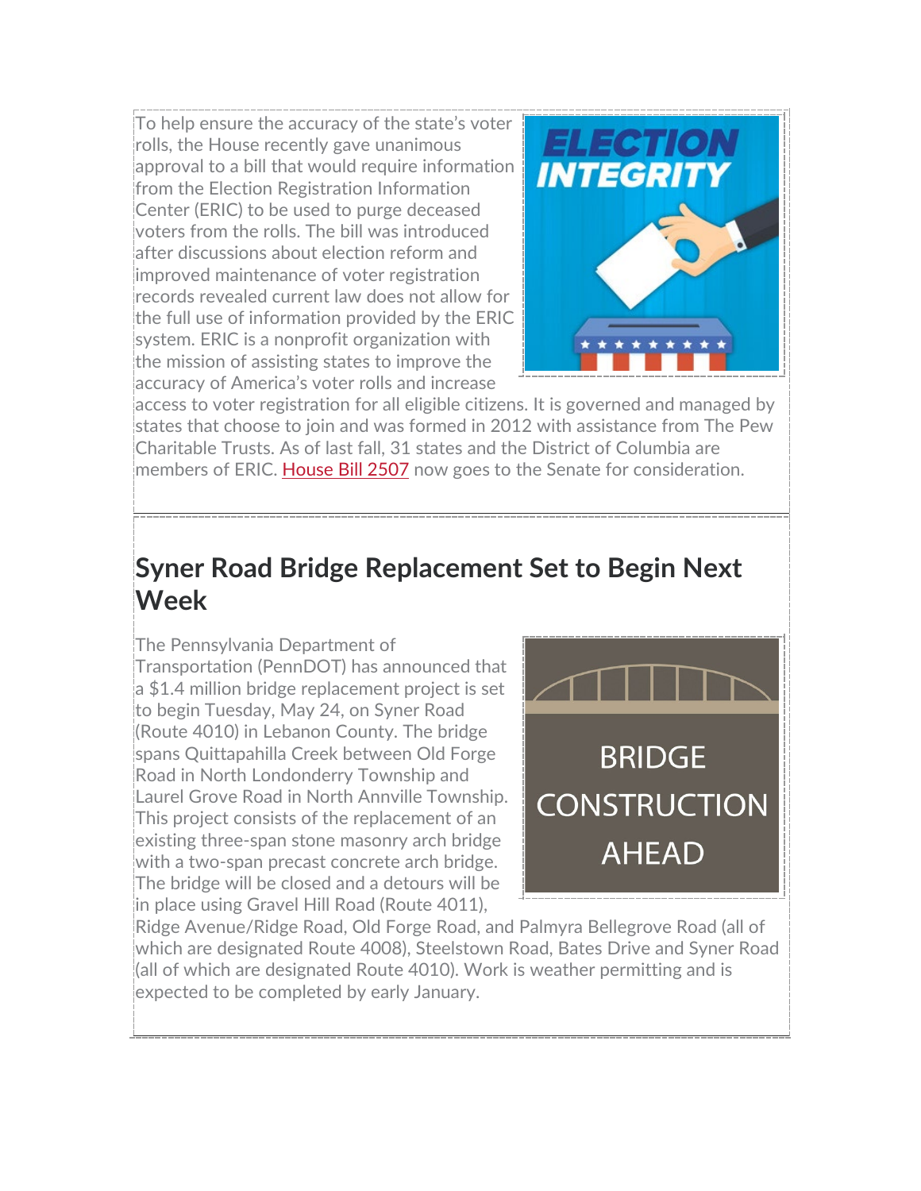To help ensure the accuracy of the state's voter rolls, the House recently gave unanimous approval to a bill that would require information from the Election Registration Information Center (ERIC) to be used to purge deceased voters from the rolls. The bill was introduced after discussions about election reform and improved maintenance of voter registration records revealed current law does not allow for the full use of information provided by the ERIC system. ERIC is a nonprofit organization with the mission of assisting states to improve the accuracy of America's voter rolls and increase access to voter registration for all eligible citizens. It is governed and managed by states that choose to join and was formed in 2012 with assistance from The Pew Charitable Trusts. As of last fall, 31 states and the District of Columbia are members of ERIC. House Bill 2507 now goes to the Senate for consideration.

## Syner Road Bridge Replacement Set to Begin Next Week

The Pennsylvania Department of Transportation (PennDOT) has announced that a $1.4 million bridge replacement project is set to begin Tuesday, May 24, on Syner Road (Route 4010) in Lebanon County. The bridge spans Quittapahilla Creek between Old Forge Road in North Londonderry Township and Laurel Grove Road in North Annville Township. This project consists of the replacement of an existing three-span stone masonry arch bridge with a two-span precast concrete arch bridge. The bridge will be closed and a detours will be in place using Gravel Hill Road (Route 4011), Ridge Avenue/Ridge Road, Old Forge Road, and Palmyra Bellegrove Road (all of which are designated Route 4008), Steelstown Road, Bates Drive and Syner Road (all of which are designated Route 4010). Work is weather permitting and is expected to be completed by early January.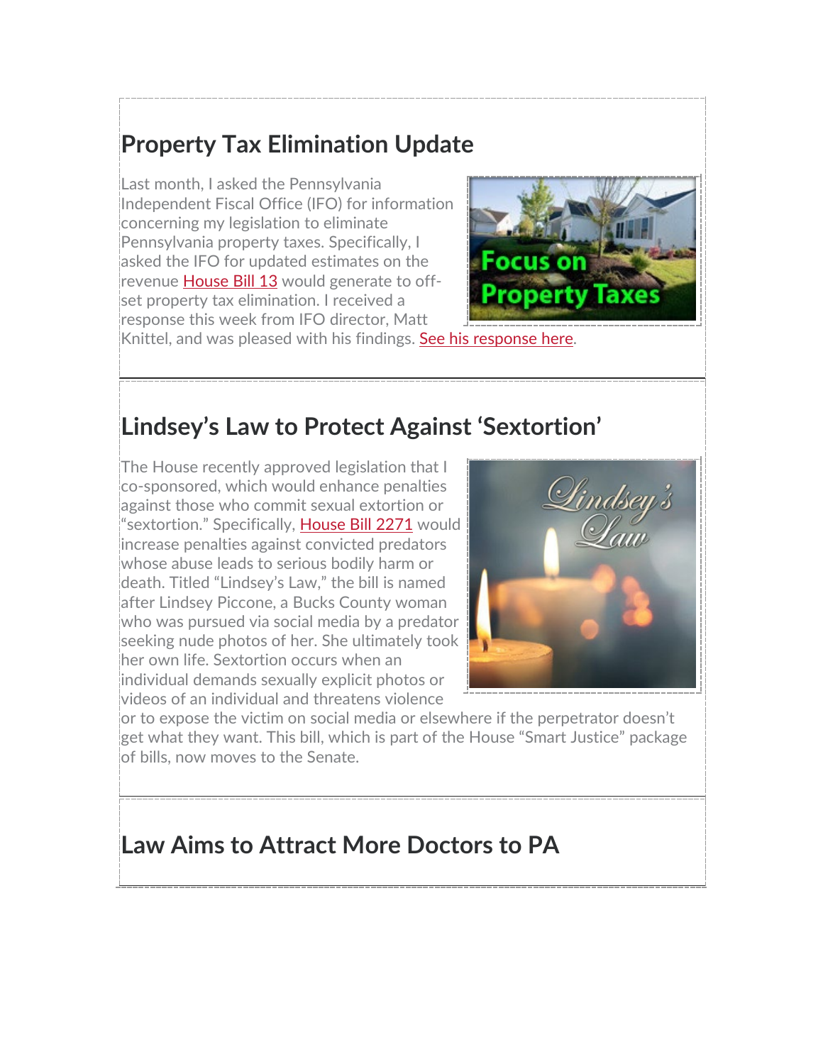## Property Tax Elimination Update

Last month, I asked the Pennsylvania Independent Fiscal Office (IFO) for information concerning my legislation to eliminate Pennsylvania property taxes. Specifically, I asked the IFO for updated estimates on the revenue House Bill 13 would generate to off-set property tax elimination. I received a response this week from IFO director, Matt Knittel, and was pleased with his findings. See his response here.

## Lindsey's Law to Protect Against 'Sextortion'

The House recently approved legislation that I co-sponsored, which would enhance penalties against those who commit sexual extortion or "sextortion." Specifically, House Bill 2271 would increase penalties against convicted predators whose abuse leads to serious bodily harm or death. Titled "Lindsey's Law," the bill is named after Lindsey Piccone, a Bucks County woman who was pursued via social media by a predator seeking nude photos of her. She ultimately took her own life. Sextortion occurs when an individual demands sexually explicit photos or videos of an individual and threatens violence or to expose the victim on social media or elsewhere if the perpetrator doesn't get what they want. This bill, which is part of the House "Smart Justice" package of bills, now moves to the Senate.

## Law Aims to Attract More Doctors to PA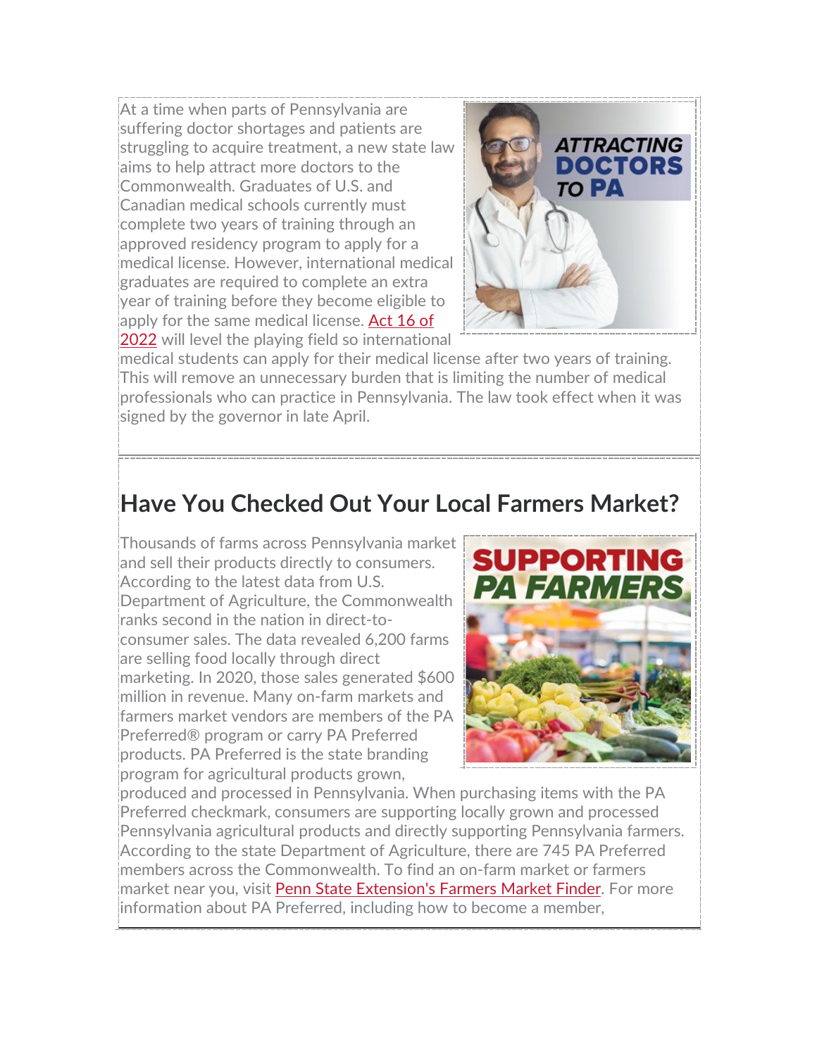At a time when parts of Pennsylvania are suffering doctor shortages and patients are struggling to acquire treatment, a new state law aims to help attract more doctors to the Commonwealth. Graduates of U.S. and Canadian medical schools currently must complete two years of training through an approved residency program to apply for a medical license. However, international medical graduates are required to complete an extra year of training before they become eligible to apply for the same medical license. Act 16 of 2022 will level the playing field so international medical students can apply for their medical license after two years of training. This will remove an unnecessary burden that is limiting the number of medical professionals who can practice in Pennsylvania. The law took effect when it was signed by the governor in late April.

## Have You Checked Out Your Local Farmers Market?

Thousands of farms across Pennsylvania market and sell their products directly to consumers. According to the latest data from U.S. Department of Agriculture, the Commonwealth ranks second in the nation in direct-to-consumer sales. The data revealed 6,200 farms are selling food locally through direct marketing. In 2020, those sales generated $600 million in revenue. Many on-farm markets and farmers market vendors are members of the PA Preferred® program or carry PA Preferred products. PA Preferred is the state branding program for agricultural products grown, produced and processed in Pennsylvania. When purchasing items with the PA Preferred checkmark, consumers are supporting locally grown and processed Pennsylvania agricultural products and directly supporting Pennsylvania farmers. According to the state Department of Agriculture, there are 745 PA Preferred members across the Commonwealth. To find an on-farm market or farmers market near you, visit Penn State Extension's Farmers Market Finder. For more information about PA Preferred, including how to become a member,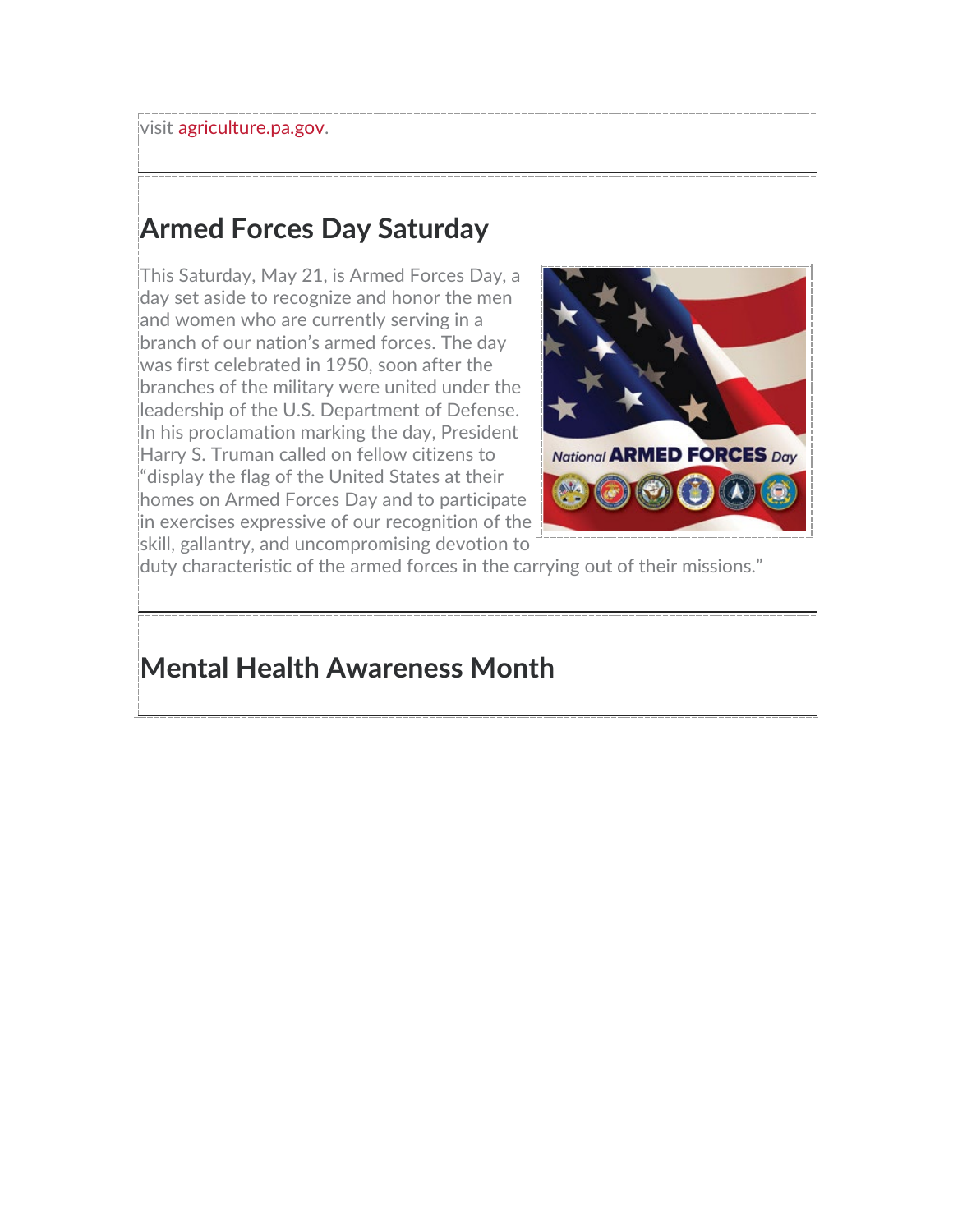visit agriculture.pa.gov.

## Armed Forces Day Saturday

This Saturday, May 21, is Armed Forces Day, a day set aside to recognize and honor the men and women who are currently serving in a branch of our nation's armed forces. The day was first celebrated in 1950, soon after the branches of the military were united under the leadership of the U.S. Department of Defense. In his proclamation marking the day, President Harry S. Truman called on fellow citizens to "display the flag of the United States at their homes on Armed Forces Day and to participate in exercises expressive of our recognition of the skill, gallantry, and uncompromising devotion to duty characteristic of the armed forces in the carrying out of their missions."

## Mental Health Awareness Month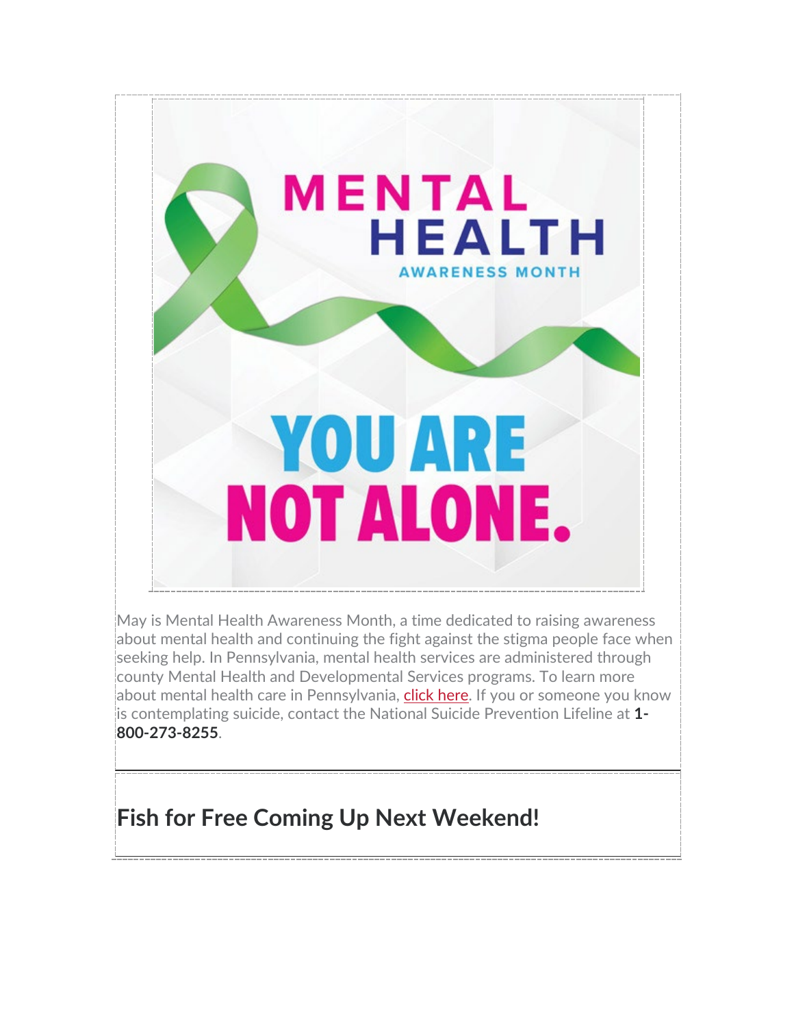MENTAL HEALTH AWARENESS MONTH

YOU ARE NOT ALONE.

May is Mental Health Awareness Month, a time dedicated to raising awareness about mental health and continuing the fight against the stigma people face when seeking help. In Pennsylvania, mental health services are administered through county Mental Health and Developmental Services programs. To learn more about mental health care in Pennsylvania, click here. If you or someone you know is contemplating suicide, contact the National Suicide Prevention Lifeline at **1-800-273-8255**.

## Fish for Free Coming Up Next Weekend!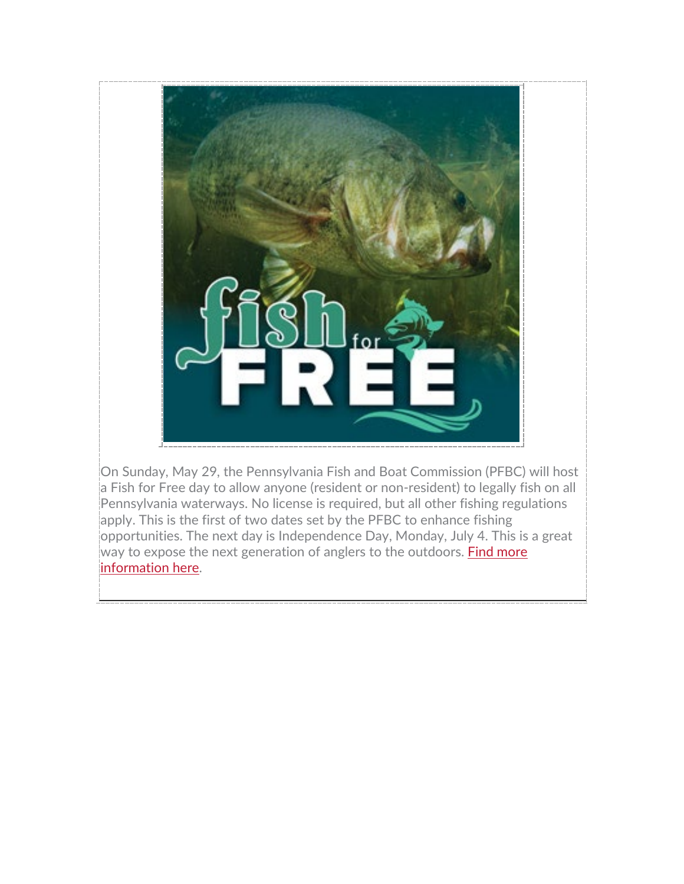On Sunday, May 29, the Pennsylvania Fish and Boat Commission (PFBC) will host a Fish for Free day to allow anyone (resident or non-resident) to legally fish on all Pennsylvania waterways. No license is required, but all other fishing regulations apply. This is the first of two dates set by the PFBC to enhance fishing opportunities. The next day is Independence Day, Monday, July 4. This is a great way to expose the next generation of anglers to the outdoors. Find more information here.